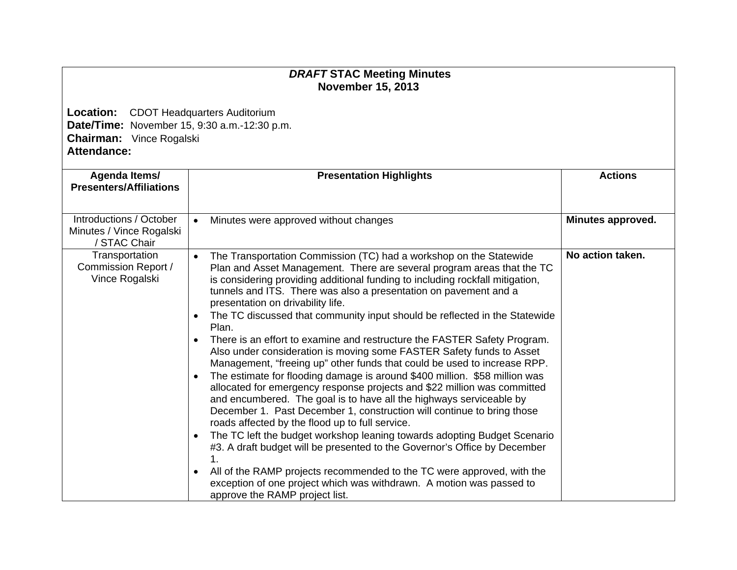# *DRAFT* STAC Meeting Minutes
## November 15, 2013

**Location:** CDOT Headquarters Auditorium
**Date/Time:** November 15, 9:30 a.m.-12:30 p.m.
**Chairman:** Vince Rogalski
**Attendance:**

| Agenda Items/ Presenters/Affiliations | Presentation Highlights | Actions |
|---|---|---|
| Introductions / October Minutes / Vince Rogalski / STAC Chair | • Minutes were approved without changes | **Minutes approved.** |
| Transportation Commission Report / Vince Rogalski | • The Transportation Commission (TC) had a workshop on the Statewide Plan and Asset Management. There are several program areas that the TC is considering providing additional funding to including rockfall mitigation, tunnels and ITS. There was also a presentation on pavement and a presentation on drivability life.<br>• The TC discussed that community input should be reflected in the Statewide Plan.<br>• There is an effort to examine and restructure the FASTER Safety Program. Also under consideration is moving some FASTER Safety funds to Asset Management, "freeing up" other funds that could be used to increase RPP.<br>• The estimate for flooding damage is around $400 million. $58 million was allocated for emergency response projects and $22 million was committed and encumbered. The goal is to have all the highways serviceable by December 1. Past December 1, construction will continue to bring those roads affected by the flood up to full service.<br>• The TC left the budget workshop leaning towards adopting Budget Scenario #3. A draft budget will be presented to the Governor's Office by December 1.<br>• All of the RAMP projects recommended to the TC were approved, with the exception of one project which was withdrawn. A motion was passed to approve the RAMP project list. | **No action taken.** |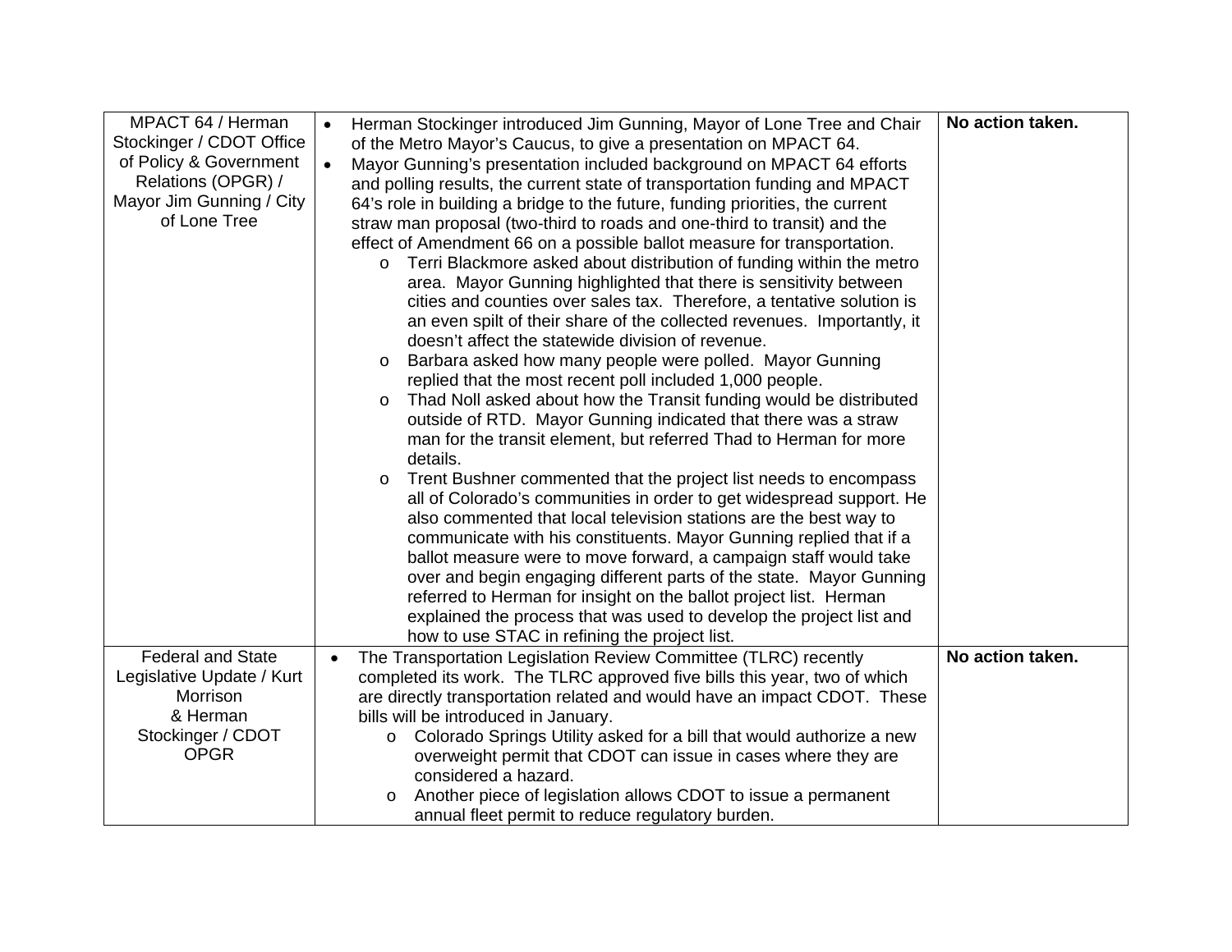| | | |
|---|---|---|
| MPACT 64 / Herman Stockinger / CDOT Office of Policy & Government Relations (OPGR) / Mayor Jim Gunning / City of Lone Tree | • Herman Stockinger introduced Jim Gunning, Mayor of Lone Tree and Chair of the Metro Mayor's Caucus, to give a presentation on MPACT 64.<br>• Mayor Gunning's presentation included background on MPACT 64 efforts and polling results, the current state of transportation funding and MPACT 64's role in building a bridge to the future, funding priorities, the current straw man proposal (two-third to roads and one-third to transit) and the effect of Amendment 66 on a possible ballot measure for transportation.<br>  o Terri Blackmore asked about distribution of funding within the metro area. Mayor Gunning highlighted that there is sensitivity between cities and counties over sales tax. Therefore, a tentative solution is an even spilt of their share of the collected revenues. Importantly, it doesn't affect the statewide division of revenue.<br>  o Barbara asked how many people were polled. Mayor Gunning replied that the most recent poll included 1,000 people.<br>  o Thad Noll asked about how the Transit funding would be distributed outside of RTD. Mayor Gunning indicated that there was a straw man for the transit element, but referred Thad to Herman for more details.<br>  o Trent Bushner commented that the project list needs to encompass all of Colorado's communities in order to get widespread support. He also commented that local television stations are the best way to communicate with his constituents. Mayor Gunning replied that if a ballot measure were to move forward, a campaign staff would take over and begin engaging different parts of the state. Mayor Gunning referred to Herman for insight on the ballot project list. Herman explained the process that was used to develop the project list and how to use STAC in refining the project list. | **No action taken.** |
| Federal and State Legislative Update / Kurt Morrison & Herman Stockinger / CDOT OPGR | • The Transportation Legislation Review Committee (TLRC) recently completed its work. The TLRC approved five bills this year, two of which are directly transportation related and would have an impact CDOT. These bills will be introduced in January.<br>  o Colorado Springs Utility asked for a bill that would authorize a new overweight permit that CDOT can issue in cases where they are considered a hazard.<br>  o Another piece of legislation allows CDOT to issue a permanent annual fleet permit to reduce regulatory burden. | **No action taken.** |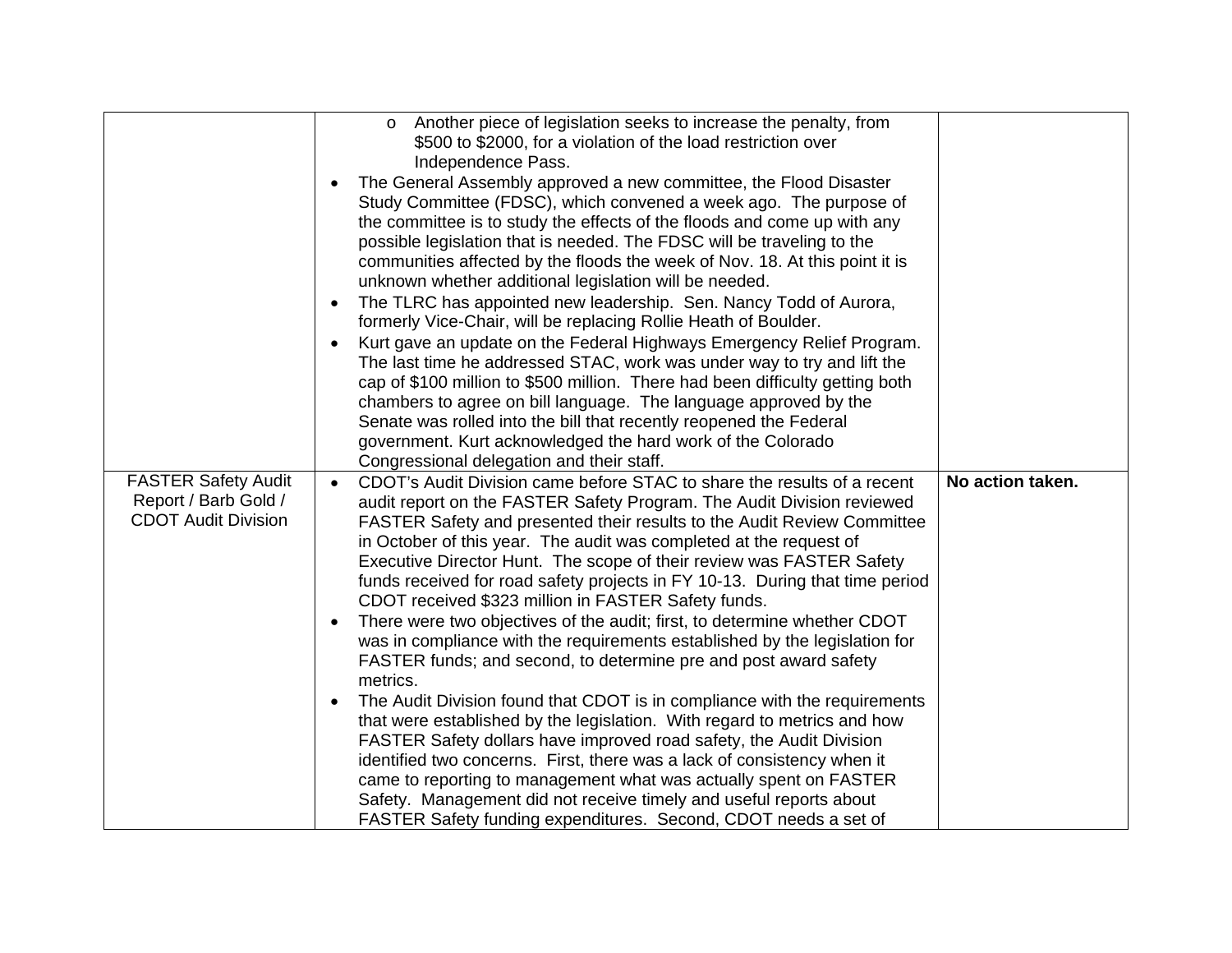| | | |
|---|---|---|
| | o Another piece of legislation seeks to increase the penalty, from \$500 to \$2000, for a violation of the load restriction over Independence Pass.<br>• The General Assembly approved a new committee, the Flood Disaster Study Committee (FDSC), which convened a week ago. The purpose of the committee is to study the effects of the floods and come up with any possible legislation that is needed. The FDSC will be traveling to the communities affected by the floods the week of Nov. 18. At this point it is unknown whether additional legislation will be needed.<br>• The TLRC has appointed new leadership. Sen. Nancy Todd of Aurora, formerly Vice-Chair, will be replacing Rollie Heath of Boulder.<br>• Kurt gave an update on the Federal Highways Emergency Relief Program. The last time he addressed STAC, work was under way to try and lift the cap of \$100 million to \$500 million. There had been difficulty getting both chambers to agree on bill language. The language approved by the Senate was rolled into the bill that recently reopened the Federal government. Kurt acknowledged the hard work of the Colorado Congressional delegation and their staff. | |
| FASTER Safety Audit Report / Barb Gold / CDOT Audit Division | • CDOT's Audit Division came before STAC to share the results of a recent audit report on the FASTER Safety Program. The Audit Division reviewed FASTER Safety and presented their results to the Audit Review Committee in October of this year. The audit was completed at the request of Executive Director Hunt. The scope of their review was FASTER Safety funds received for road safety projects in FY 10-13. During that time period CDOT received \$323 million in FASTER Safety funds.<br>• There were two objectives of the audit; first, to determine whether CDOT was in compliance with the requirements established by the legislation for FASTER funds; and second, to determine pre and post award safety metrics.<br>• The Audit Division found that CDOT is in compliance with the requirements that were established by the legislation. With regard to metrics and how FASTER Safety dollars have improved road safety, the Audit Division identified two concerns. First, there was a lack of consistency when it came to reporting to management what was actually spent on FASTER Safety. Management did not receive timely and useful reports about FASTER Safety funding expenditures. Second, CDOT needs a set of | **No action taken.** |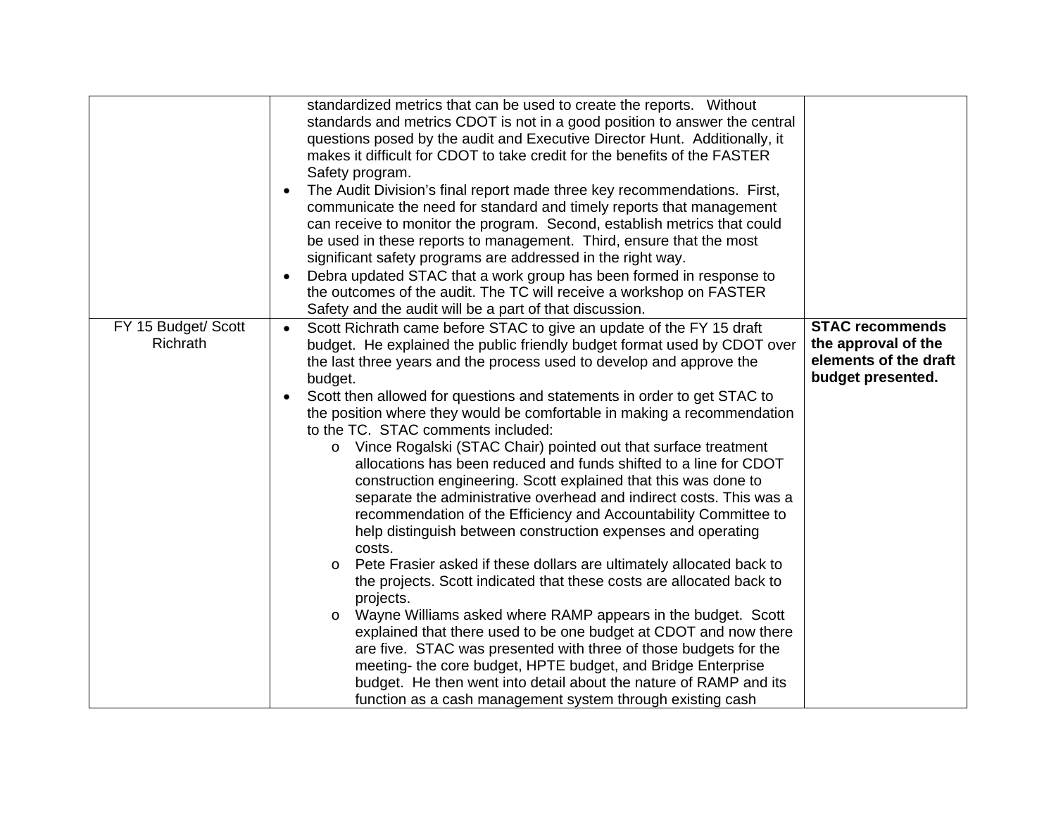| | | |
|---|---|---|
| | standardized metrics that can be used to create the reports. Without standards and metrics CDOT is not in a good position to answer the central questions posed by the audit and Executive Director Hunt. Additionally, it makes it difficult for CDOT to take credit for the benefits of the FASTER Safety program.<br>• The Audit Division's final report made three key recommendations. First, communicate the need for standard and timely reports that management can receive to monitor the program. Second, establish metrics that could be used in these reports to management. Third, ensure that the most significant safety programs are addressed in the right way.<br>• Debra updated STAC that a work group has been formed in response to the outcomes of the audit. The TC will receive a workshop on FASTER Safety and the audit will be a part of that discussion. | |
| FY 15 Budget/ Scott Richrath | • Scott Richrath came before STAC to give an update of the FY 15 draft budget. He explained the public friendly budget format used by CDOT over the last three years and the process used to develop and approve the budget.<br>• Scott then allowed for questions and statements in order to get STAC to the position where they would be comfortable in making a recommendation to the TC. STAC comments included:<br>  o Vince Rogalski (STAC Chair) pointed out that surface treatment allocations has been reduced and funds shifted to a line for CDOT construction engineering. Scott explained that this was done to separate the administrative overhead and indirect costs. This was a recommendation of the Efficiency and Accountability Committee to help distinguish between construction expenses and operating costs.<br>  o Pete Frasier asked if these dollars are ultimately allocated back to the projects. Scott indicated that these costs are allocated back to projects.<br>  o Wayne Williams asked where RAMP appears in the budget. Scott explained that there used to be one budget at CDOT and now there are five. STAC was presented with three of those budgets for the meeting- the core budget, HPTE budget, and Bridge Enterprise budget. He then went into detail about the nature of RAMP and its function as a cash management system through existing cash | **STAC recommends the approval of the elements of the draft budget presented.** |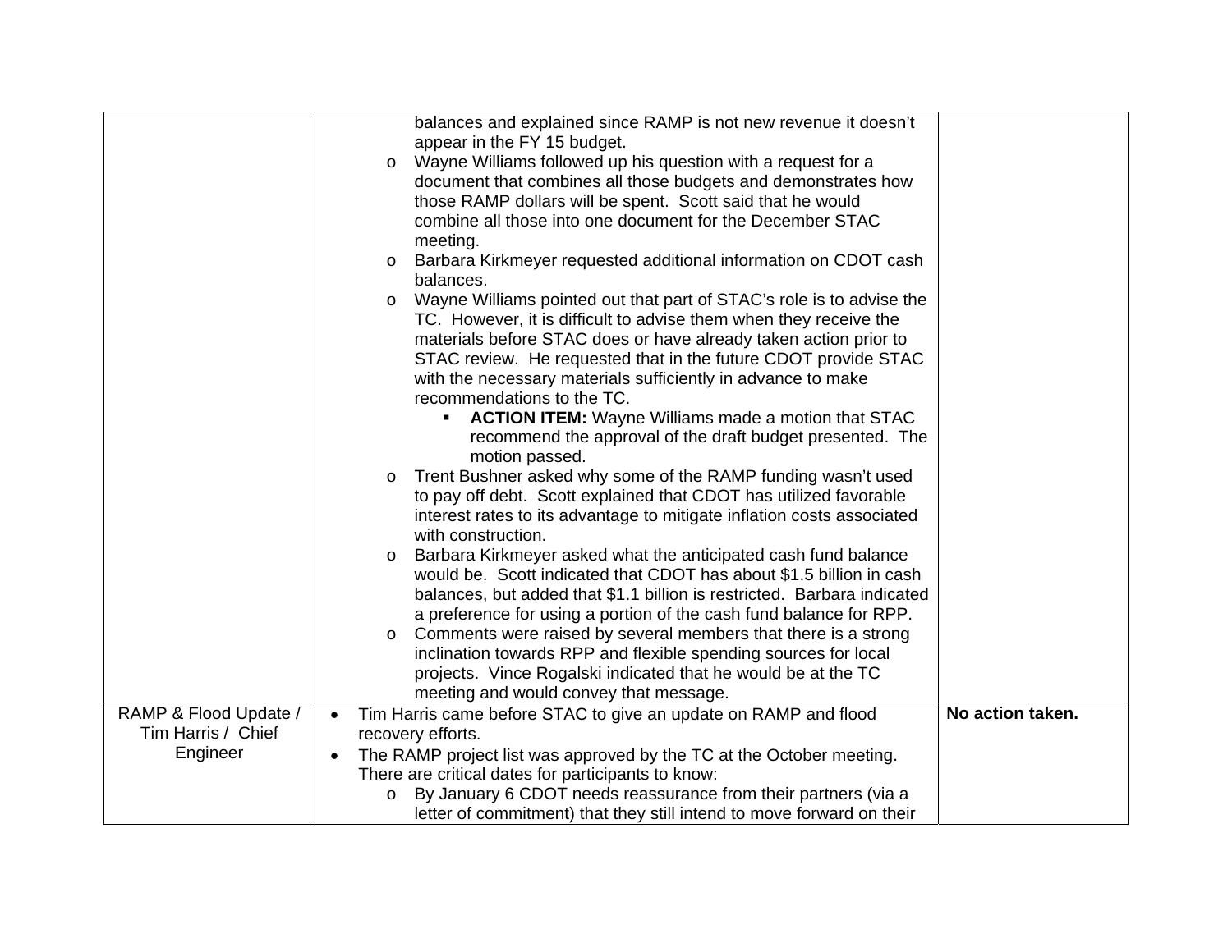| | | |
|---|---|---|
| | balances and explained since RAMP is not new revenue it doesn't appear in the FY 15 budget.<br>o Wayne Williams followed up his question with a request for a document that combines all those budgets and demonstrates how those RAMP dollars will be spent. Scott said that he would combine all those into one document for the December STAC meeting.<br>o Barbara Kirkmeyer requested additional information on CDOT cash balances.<br>o Wayne Williams pointed out that part of STAC's role is to advise the TC. However, it is difficult to advise them when they receive the materials before STAC does or have already taken action prior to STAC review. He requested that in the future CDOT provide STAC with the necessary materials sufficiently in advance to make recommendations to the TC.<br>&nbsp;&nbsp;&nbsp;&nbsp;▪ **ACTION ITEM:** Wayne Williams made a motion that STAC recommend the approval of the draft budget presented. The motion passed.<br>o Trent Bushner asked why some of the RAMP funding wasn't used to pay off debt. Scott explained that CDOT has utilized favorable interest rates to its advantage to mitigate inflation costs associated with construction.<br>o Barbara Kirkmeyer asked what the anticipated cash fund balance would be. Scott indicated that CDOT has about $1.5 billion in cash balances, but added that $1.1 billion is restricted. Barbara indicated a preference for using a portion of the cash fund balance for RPP.<br>o Comments were raised by several members that there is a strong inclination towards RPP and flexible spending sources for local projects. Vince Rogalski indicated that he would be at the TC meeting and would convey that message. | |
| RAMP & Flood Update / Tim Harris / Chief Engineer | • Tim Harris came before STAC to give an update on RAMP and flood recovery efforts.<br>• The RAMP project list was approved by the TC at the October meeting. There are critical dates for participants to know:<br>&nbsp;&nbsp;&nbsp;&nbsp;o By January 6 CDOT needs reassurance from their partners (via a letter of commitment) that they still intend to move forward on their | **No action taken.** |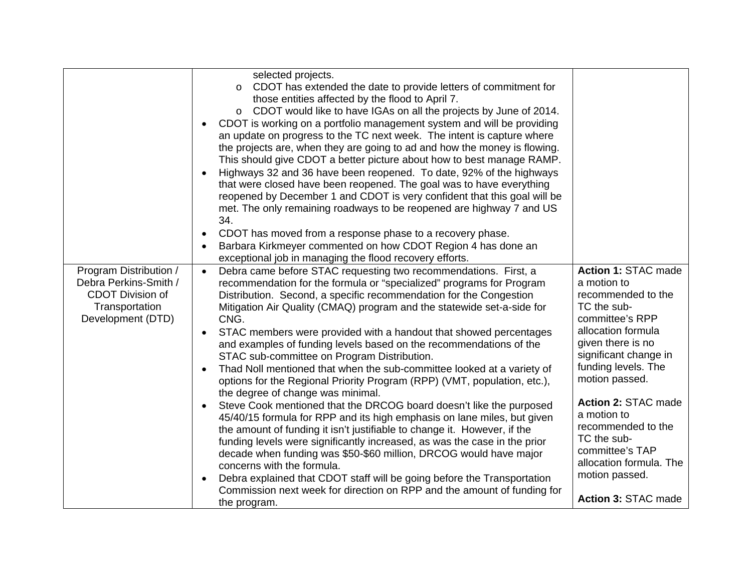| | | |
|---|---|---|
| | selected projects.<br>o CDOT has extended the date to provide letters of commitment for those entities affected by the flood to April 7.<br>o CDOT would like to have IGAs on all the projects by June of 2014.<br>• CDOT is working on a portfolio management system and will be providing an update on progress to the TC next week. The intent is capture where the projects are, when they are going to ad and how the money is flowing. This should give CDOT a better picture about how to best manage RAMP.<br>• Highways 32 and 36 have been reopened. To date, 92% of the highways that were closed have been reopened. The goal was to have everything reopened by December 1 and CDOT is very confident that this goal will be met. The only remaining roadways to be reopened are highway 7 and US 34.<br>• CDOT has moved from a response phase to a recovery phase.<br>• Barbara Kirkmeyer commented on how CDOT Region 4 has done an exceptional job in managing the flood recovery efforts. | |
| Program Distribution / Debra Perkins-Smith / CDOT Division of Transportation Development (DTD) | • Debra came before STAC requesting two recommendations. First, a recommendation for the formula or "specialized" programs for Program Distribution. Second, a specific recommendation for the Congestion Mitigation Air Quality (CMAQ) program and the statewide set-a-side for CNG.<br>• STAC members were provided with a handout that showed percentages and examples of funding levels based on the recommendations of the STAC sub-committee on Program Distribution.<br>• Thad Noll mentioned that when the sub-committee looked at a variety of options for the Regional Priority Program (RPP) (VMT, population, etc.), the degree of change was minimal.<br>• Steve Cook mentioned that the DRCOG board doesn't like the purposed 45/40/15 formula for RPP and its high emphasis on lane miles, but given the amount of funding it isn't justifiable to change it. However, if the funding levels were significantly increased, as was the case in the prior decade when funding was \$50-\$60 million, DRCOG would have major concerns with the formula.<br>• Debra explained that CDOT staff will be going before the Transportation Commission next week for direction on RPP and the amount of funding for the program. | **Action 1:** STAC made a motion to recommended to the TC the sub-committee's RPP allocation formula given there is no significant change in funding levels. The motion passed.<br><br>**Action 2:** STAC made a motion to recommended to the TC the sub-committee's TAP allocation formula. The motion passed.<br><br>**Action 3:** STAC made |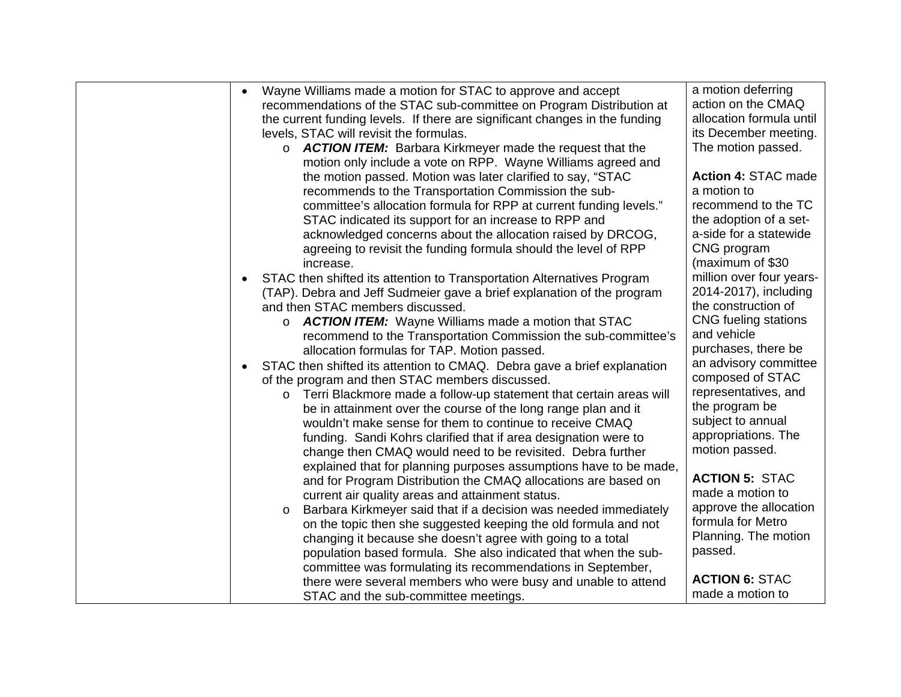| | | |
|---|---|---|
| | • Wayne Williams made a motion for STAC to approve and accept recommendations of the STAC sub-committee on Program Distribution at the current funding levels. If there are significant changes in the funding levels, STAC will revisit the formulas.<br>  o ***ACTION ITEM:*** Barbara Kirkmeyer made the request that the motion only include a vote on RPP. Wayne Williams agreed and the motion passed. Motion was later clarified to say, "STAC recommends to the Transportation Commission the sub-committee's allocation formula for RPP at current funding levels." STAC indicated its support for an increase to RPP and acknowledged concerns about the allocation raised by DRCOG, agreeing to revisit the funding formula should the level of RPP increase.<br>• STAC then shifted its attention to Transportation Alternatives Program (TAP). Debra and Jeff Sudmeier gave a brief explanation of the program and then STAC members discussed.<br>  o ***ACTION ITEM:*** Wayne Williams made a motion that STAC recommend to the Transportation Commission the sub-committee's allocation formulas for TAP. Motion passed.<br>• STAC then shifted its attention to CMAQ. Debra gave a brief explanation of the program and then STAC members discussed.<br>  o Terri Blackmore made a follow-up statement that certain areas will be in attainment over the course of the long range plan and it wouldn't make sense for them to continue to receive CMAQ funding. Sandi Kohrs clarified that if area designation were to change then CMAQ would need to be revisited. Debra further explained that for planning purposes assumptions have to be made, and for Program Distribution the CMAQ allocations are based on current air quality areas and attainment status.<br>  o Barbara Kirkmeyer said that if a decision was needed immediately on the topic then she suggested keeping the old formula and not changing it because she doesn't agree with going to a total population based formula. She also indicated that when the sub-committee was formulating its recommendations in September, there were several members who were busy and unable to attend STAC and the sub-committee meetings. | a motion deferring action on the CMAQ allocation formula until its December meeting. The motion passed.<br><br>**Action 4:** STAC made a motion to recommend to the TC the adoption of a set-a-side for a statewide CNG program (maximum of $30 million over four years-2014-2017), including the construction of CNG fueling stations and vehicle purchases, there be an advisory committee composed of STAC representatives, and the program be subject to annual appropriations. The motion passed.<br><br>**ACTION 5:** STAC made a motion to approve the allocation formula for Metro Planning. The motion passed.<br><br>**ACTION 6:** STAC made a motion to |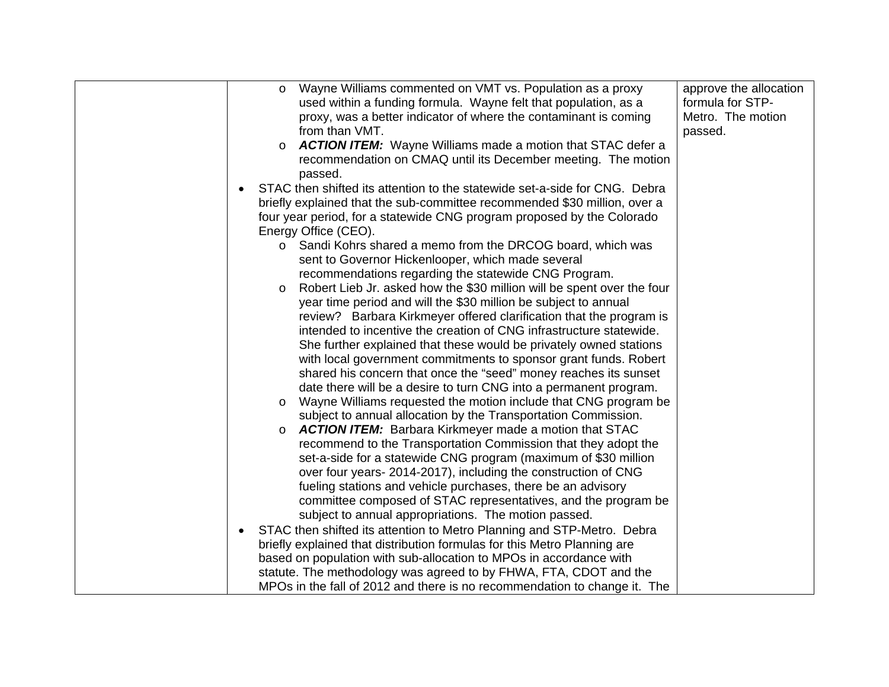| | | |
|---|---|---|
| | o Wayne Williams commented on VMT vs. Population as a proxy used within a funding formula. Wayne felt that population, as a proxy, was a better indicator of where the contaminant is coming from than VMT.<br>o ***ACTION ITEM:*** Wayne Williams made a motion that STAC defer a recommendation on CMAQ until its December meeting. The motion passed.<br>• STAC then shifted its attention to the statewide set-a-side for CNG. Debra briefly explained that the sub-committee recommended $30 million, over a four year period, for a statewide CNG program proposed by the Colorado Energy Office (CEO).<br>o Sandi Kohrs shared a memo from the DRCOG board, which was sent to Governor Hickenlooper, which made several recommendations regarding the statewide CNG Program.<br>o Robert Lieb Jr. asked how the $30 million will be spent over the four year time period and will the $30 million be subject to annual review? Barbara Kirkmeyer offered clarification that the program is intended to incentive the creation of CNG infrastructure statewide. She further explained that these would be privately owned stations with local government commitments to sponsor grant funds. Robert shared his concern that once the "seed" money reaches its sunset date there will be a desire to turn CNG into a permanent program.<br>o Wayne Williams requested the motion include that CNG program be subject to annual allocation by the Transportation Commission.<br>o ***ACTION ITEM:*** Barbara Kirkmeyer made a motion that STAC recommend to the Transportation Commission that they adopt the set-a-side for a statewide CNG program (maximum of $30 million over four years- 2014-2017), including the construction of CNG fueling stations and vehicle purchases, there be an advisory committee composed of STAC representatives, and the program be subject to annual appropriations. The motion passed.<br>• STAC then shifted its attention to Metro Planning and STP-Metro. Debra briefly explained that distribution formulas for this Metro Planning are based on population with sub-allocation to MPOs in accordance with statute. The methodology was agreed to by FHWA, FTA, CDOT and the MPOs in the fall of 2012 and there is no recommendation to change it. The | approve the allocation formula for STP-Metro. The motion passed. |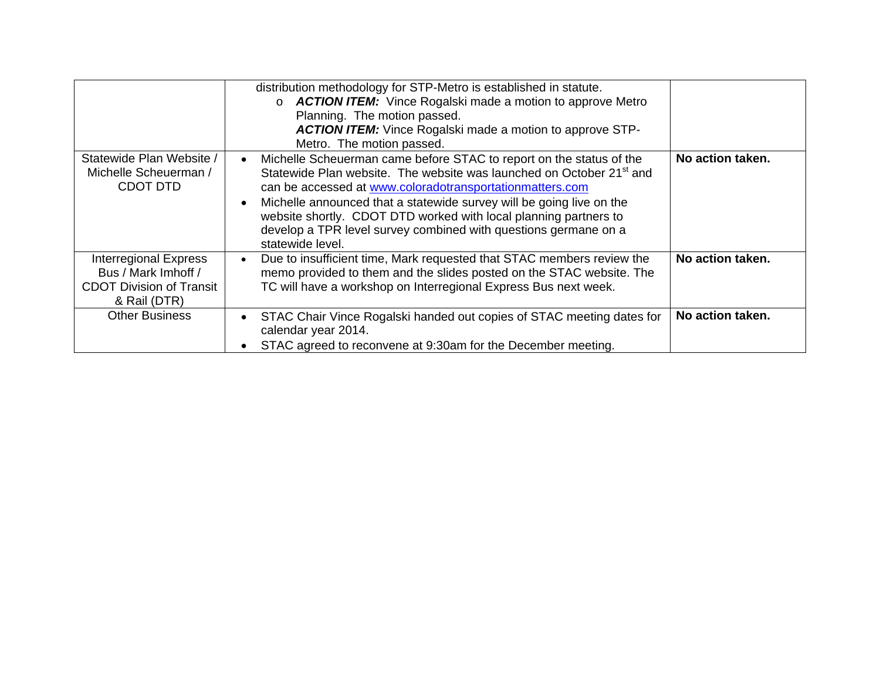| | | |
|---|---|---|
| | distribution methodology for STP-Metro is established in statute.<br>o ***ACTION ITEM:*** Vince Rogalski made a motion to approve Metro Planning. The motion passed.<br>***ACTION ITEM:*** Vince Rogalski made a motion to approve STP-Metro. The motion passed. | |
| Statewide Plan Website / Michelle Scheuerman / CDOT DTD | • Michelle Scheuerman came before STAC to report on the status of the Statewide Plan website. The website was launched on October 21st and can be accessed at [www.coloradotransportationmatters.com](http://www.coloradotransportationmatters.com)<br>• Michelle announced that a statewide survey will be going live on the website shortly. CDOT DTD worked with local planning partners to develop a TPR level survey combined with questions germane on a statewide level. | **No action taken.** |
| Interregional Express Bus / Mark Imhoff / CDOT Division of Transit & Rail (DTR) | • Due to insufficient time, Mark requested that STAC members review the memo provided to them and the slides posted on the STAC website. The TC will have a workshop on Interregional Express Bus next week. | **No action taken.** |
| Other Business | • STAC Chair Vince Rogalski handed out copies of STAC meeting dates for calendar year 2014.<br>• STAC agreed to reconvene at 9:30am for the December meeting. | **No action taken.** |